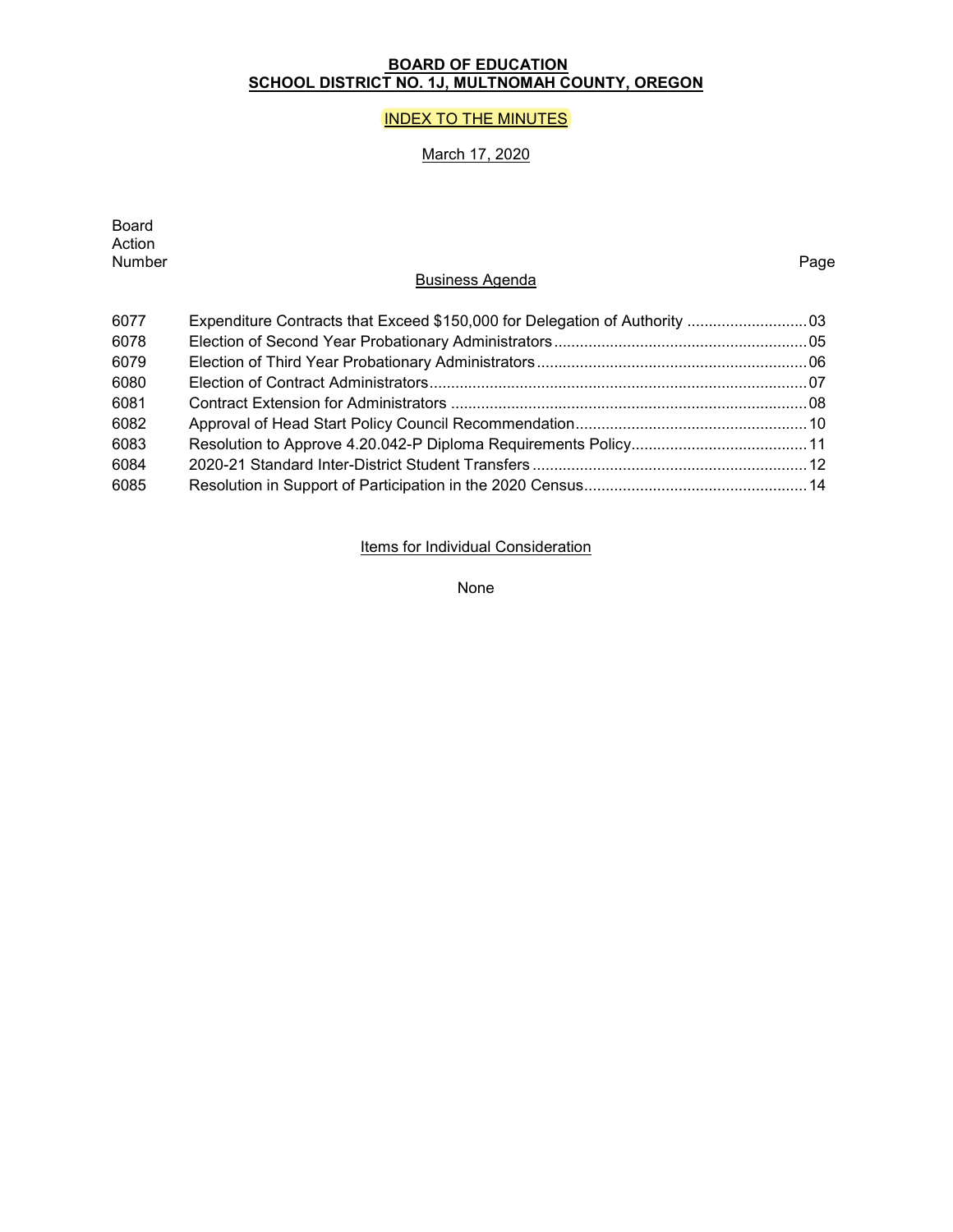**BOARD OF EDUCATION**
**SCHOOL DISTRICT NO. 1J, MULTNOMAH COUNTY, OREGON**

INDEX TO THE MINUTES

March 17, 2020

Board Action Number | | Page
---|---|---

## Business Agenda

| Board Action Number | | Page |
|---|---|---|
| 6077 | Expenditure Contracts that Exceed $150,000 for Delegation of Authority | 03 |
| 6078 | Election of Second Year Probationary Administrators | 05 |
| 6079 | Election of Third Year Probationary Administrators | 06 |
| 6080 | Election of Contract Administrators | 07 |
| 6081 | Contract Extension for Administrators | 08 |
| 6082 | Approval of Head Start Policy Council Recommendation | 10 |
| 6083 | Resolution to Approve 4.20.042-P Diploma Requirements Policy | 11 |
| 6084 | 2020-21 Standard Inter-District Student Transfers | 12 |
| 6085 | Resolution in Support of Participation in the 2020 Census | 14 |

## Items for Individual Consideration

None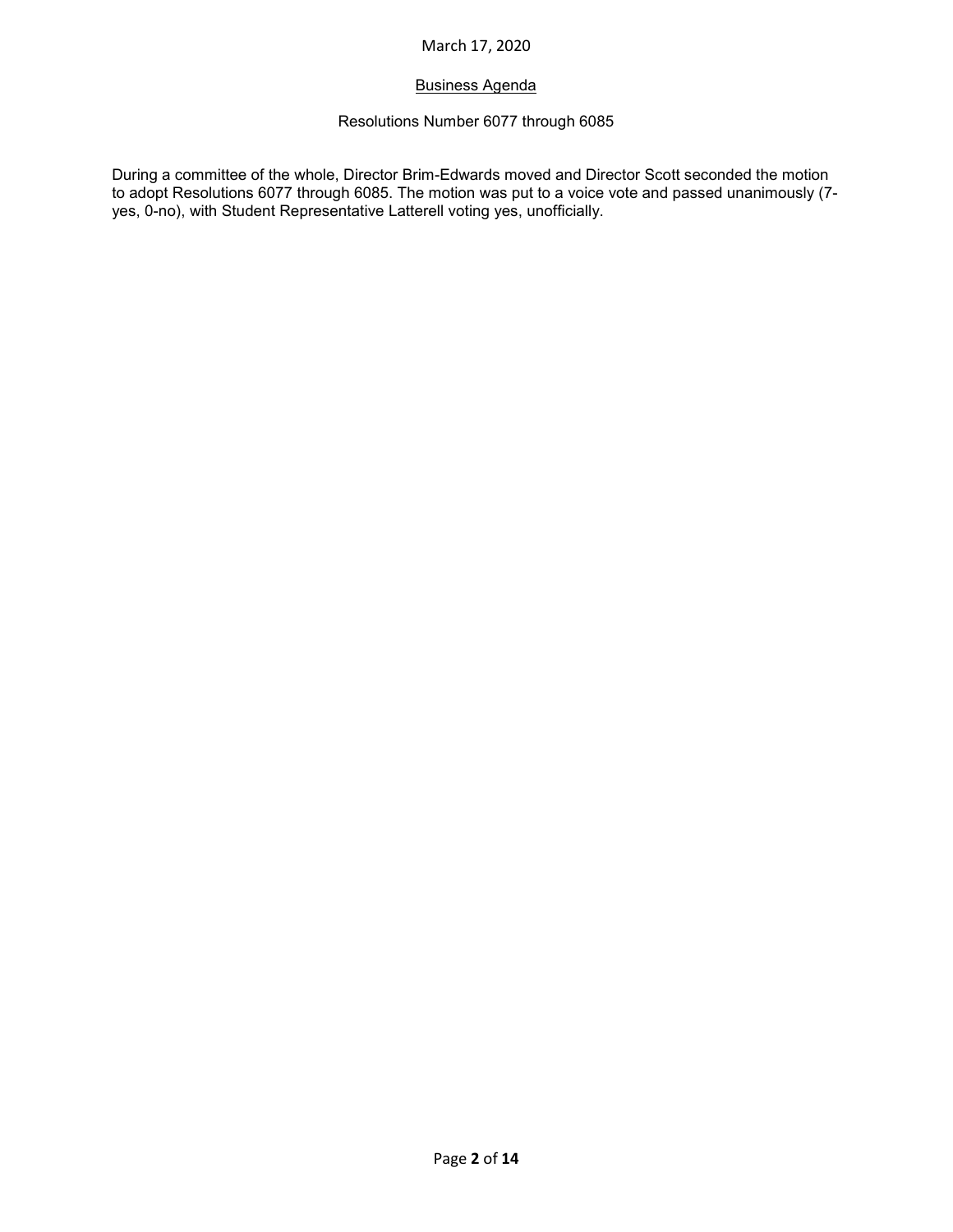March 17, 2020

## Business Agenda

### Resolutions Number 6077 through 6085

During a committee of the whole, Director Brim-Edwards moved and Director Scott seconded the motion to adopt Resolutions 6077 through 6085. The motion was put to a voice vote and passed unanimously (7-yes, 0-no), with Student Representative Latterell voting yes, unofficially.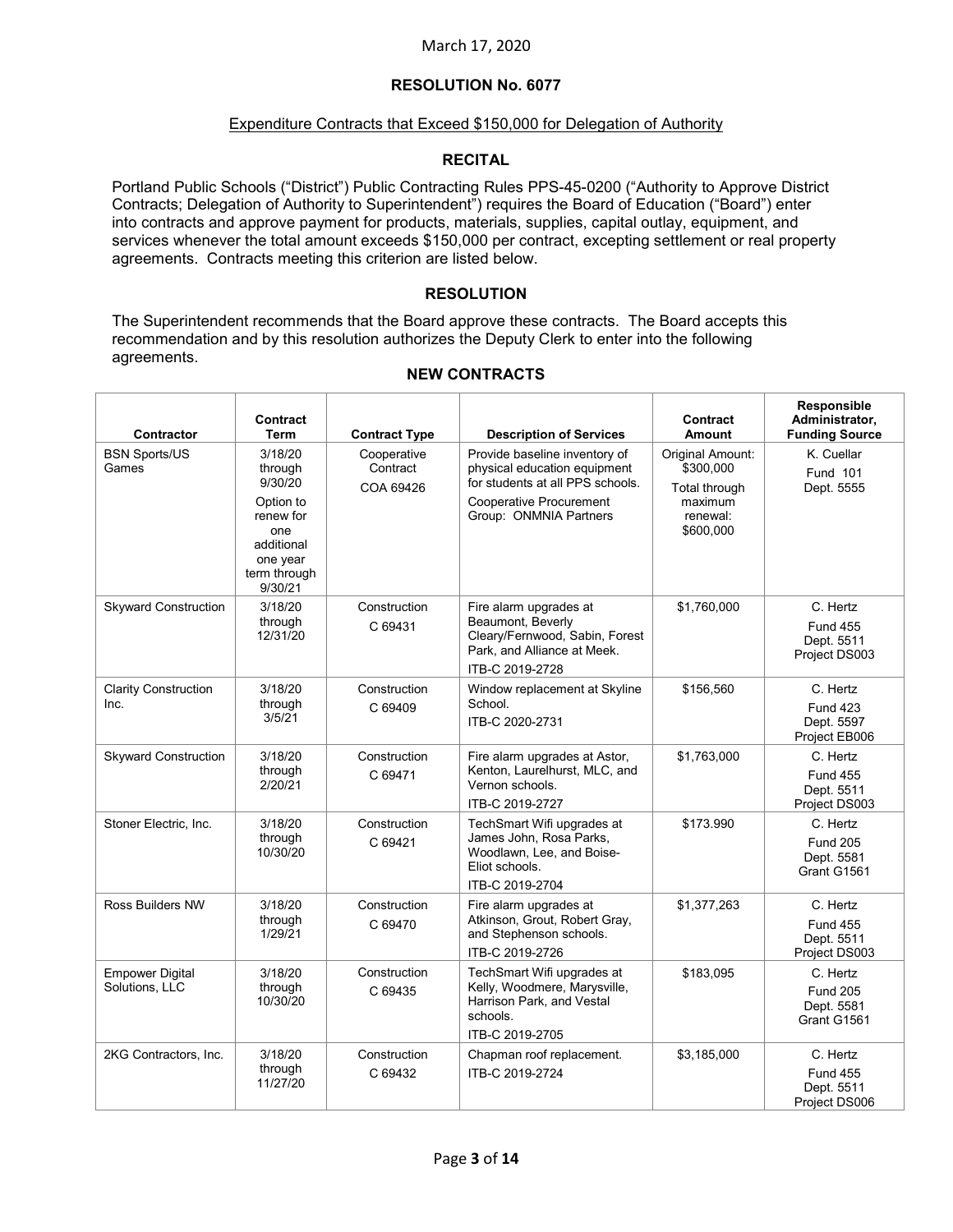March 17, 2020

## RESOLUTION No. 6077

Expenditure Contracts that Exceed $150,000 for Delegation of Authority

### RECITAL

Portland Public Schools ("District") Public Contracting Rules PPS-45-0200 ("Authority to Approve District Contracts; Delegation of Authority to Superintendent") requires the Board of Education ("Board") enter into contracts and approve payment for products, materials, supplies, capital outlay, equipment, and services whenever the total amount exceeds $150,000 per contract, excepting settlement or real property agreements. Contracts meeting this criterion are listed below.

### RESOLUTION

The Superintendent recommends that the Board approve these contracts. The Board accepts this recommendation and by this resolution authorizes the Deputy Clerk to enter into the following agreements.

### NEW CONTRACTS

| Contractor | Contract Term | Contract Type | Description of Services | Contract Amount | Responsible Administrator, Funding Source |
|---|---|---|---|---|---|
| BSN Sports/US Games | 3/18/20 through 9/30/20 Option to renew for one additional one year term through 9/30/21 | Cooperative Contract COA 69426 | Provide baseline inventory of physical education equipment for students at all PPS schools. Cooperative Procurement Group: ONMNIA Partners | Original Amount: $300,000 Total through maximum renewal: $600,000 | K. Cuellar Fund 101 Dept. 5555 |
| Skyward Construction | 3/18/20 through 12/31/20 | Construction C 69431 | Fire alarm upgrades at Beaumont, Beverly Cleary/Fernwood, Sabin, Forest Park, and Alliance at Meek. ITB-C 2019-2728 | $1,760,000 | C. Hertz Fund 455 Dept. 5511 Project DS003 |
| Clarity Construction Inc. | 3/18/20 through 3/5/21 | Construction C 69409 | Window replacement at Skyline School. ITB-C 2020-2731 | $156,560 | C. Hertz Fund 423 Dept. 5597 Project EB006 |
| Skyward Construction | 3/18/20 through 2/20/21 | Construction C 69471 | Fire alarm upgrades at Astor, Kenton, Laurelhurst, MLC, and Vernon schools. ITB-C 2019-2727 | $1,763,000 | C. Hertz Fund 455 Dept. 5511 Project DS003 |
| Stoner Electric, Inc. | 3/18/20 through 10/30/20 | Construction C 69421 | TechSmart Wifi upgrades at James John, Rosa Parks, Woodlawn, Lee, and Boise-Eliot schools. ITB-C 2019-2704 | $173.990 | C. Hertz Fund 205 Dept. 5581 Grant G1561 |
| Ross Builders NW | 3/18/20 through 1/29/21 | Construction C 69470 | Fire alarm upgrades at Atkinson, Grout, Robert Gray, and Stephenson schools. ITB-C 2019-2726 | $1,377,263 | C. Hertz Fund 455 Dept. 5511 Project DS003 |
| Empower Digital Solutions, LLC | 3/18/20 through 10/30/20 | Construction C 69435 | TechSmart Wifi upgrades at Kelly, Woodmere, Marysville, Harrison Park, and Vestal schools. ITB-C 2019-2705 | $183,095 | C. Hertz Fund 205 Dept. 5581 Grant G1561 |
| 2KG Contractors, Inc. | 3/18/20 through 11/27/20 | Construction C 69432 | Chapman roof replacement. ITB-C 2019-2724 | $3,185,000 | C. Hertz Fund 455 Dept. 5511 Project DS006 |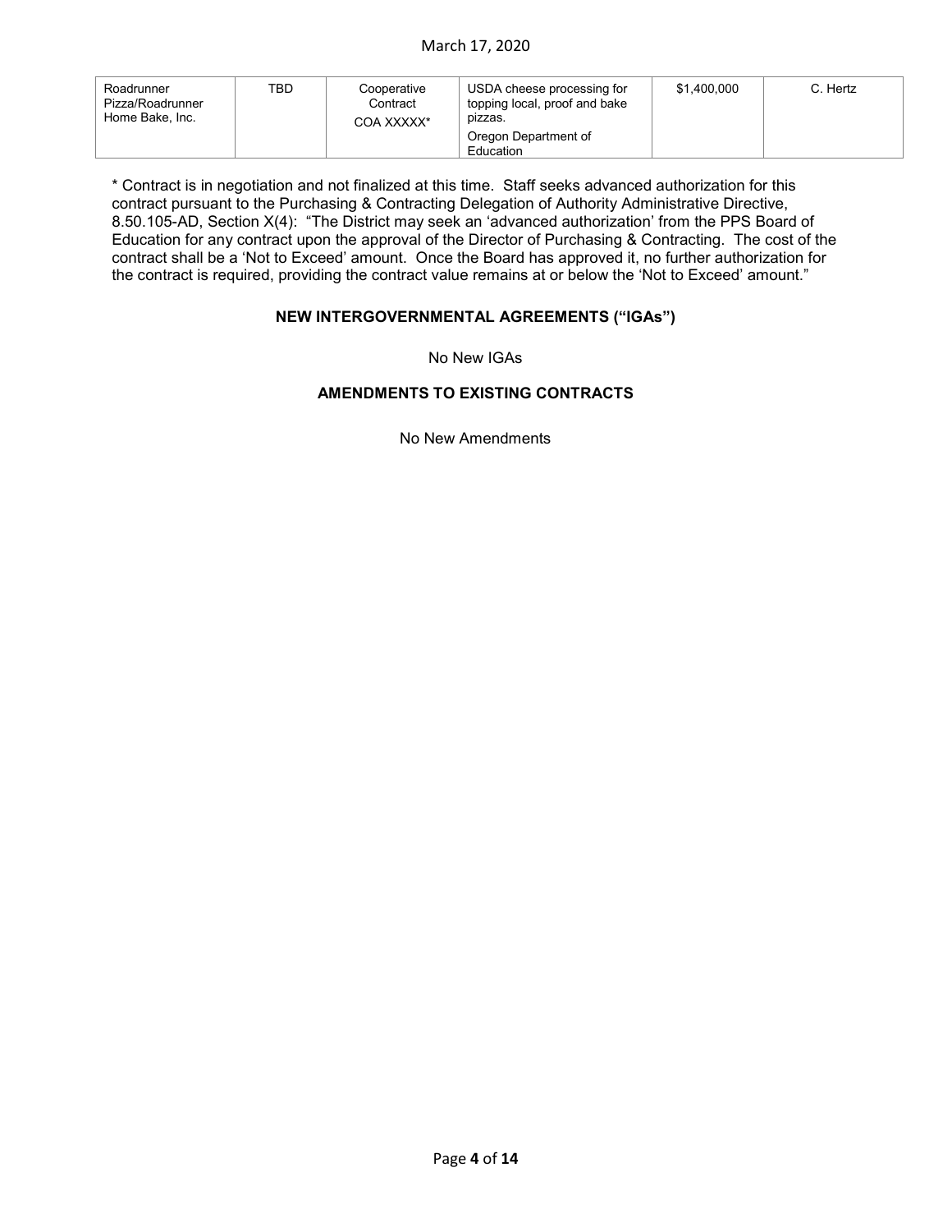| Roadrunner Pizza/Roadrunner Home Bake, Inc. | TBD | Cooperative Contract COA XXXXX* | USDA cheese processing for topping local, proof and bake pizzas. Oregon Department of Education | $1,400,000 | C. Hertz |
|---|---|---|---|---|---|

* Contract is in negotiation and not finalized at this time. Staff seeks advanced authorization for this contract pursuant to the Purchasing & Contracting Delegation of Authority Administrative Directive, 8.50.105-AD, Section X(4): "The District may seek an 'advanced authorization' from the PPS Board of Education for any contract upon the approval of the Director of Purchasing & Contracting. The cost of the contract shall be a 'Not to Exceed' amount. Once the Board has approved it, no further authorization for the contract is required, providing the contract value remains at or below the 'Not to Exceed' amount."

### NEW INTERGOVERNMENTAL AGREEMENTS ("IGAs")

No New IGAs

### AMENDMENTS TO EXISTING CONTRACTS

No New Amendments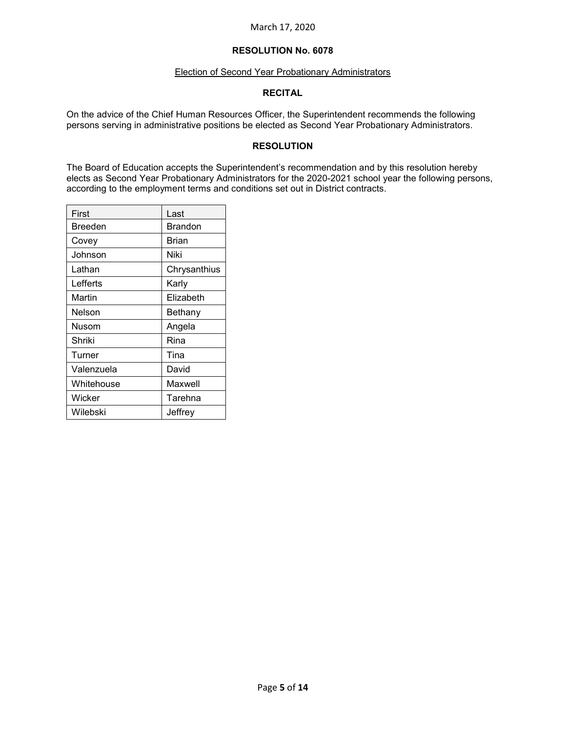March 17, 2020

**RESOLUTION No. 6078**

Election of Second Year Probationary Administrators

**RECITAL**

On the advice of the Chief Human Resources Officer, the Superintendent recommends the following persons serving in administrative positions be elected as Second Year Probationary Administrators.

**RESOLUTION**

The Board of Education accepts the Superintendent's recommendation and by this resolution hereby elects as Second Year Probationary Administrators for the 2020-2021 school year the following persons, according to the employment terms and conditions set out in District contracts.

| First | Last |
|---|---|
| Breeden | Brandon |
| Covey | Brian |
| Johnson | Niki |
| Lathan | Chrysanthius |
| Lefferts | Karly |
| Martin | Elizabeth |
| Nelson | Bethany |
| Nusom | Angela |
| Shriki | Rina |
| Turner | Tina |
| Valenzuela | David |
| Whitehouse | Maxwell |
| Wicker | Tarehna |
| Wilebski | Jeffrey |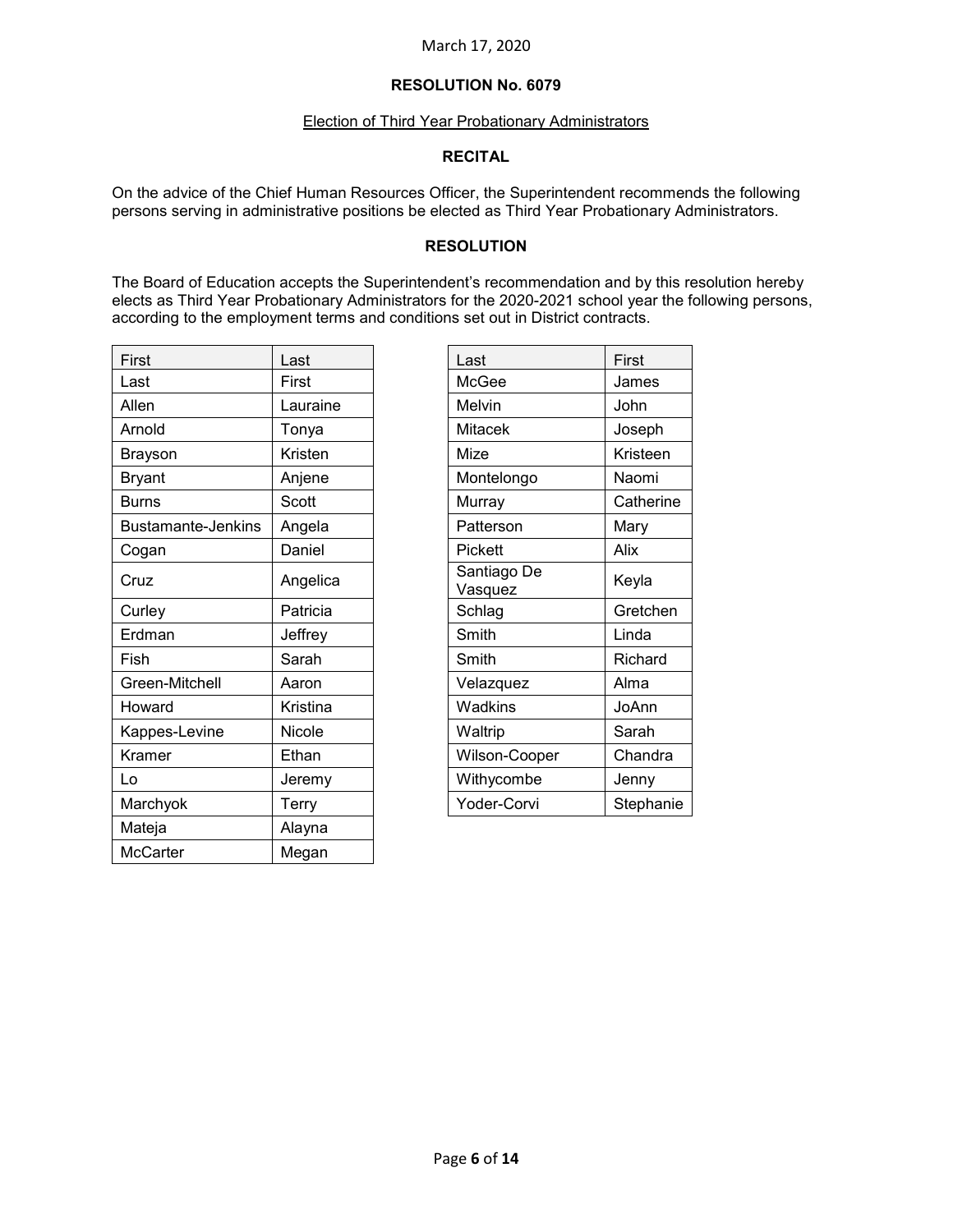March 17, 2020

**RESOLUTION No. 6079**

Election of Third Year Probationary Administrators

**RECITAL**

On the advice of the Chief Human Resources Officer, the Superintendent recommends the following persons serving in administrative positions be elected as Third Year Probationary Administrators.

**RESOLUTION**

The Board of Education accepts the Superintendent's recommendation and by this resolution hereby elects as Third Year Probationary Administrators for the 2020-2021 school year the following persons, according to the employment terms and conditions set out in District contracts.

| First | Last |
|---|---|
| Last | First |
| Allen | Lauraine |
| Arnold | Tonya |
| Brayson | Kristen |
| Bryant | Anjene |
| Burns | Scott |
| Bustamante-Jenkins | Angela |
| Cogan | Daniel |
| Cruz | Angelica |
| Curley | Patricia |
| Erdman | Jeffrey |
| Fish | Sarah |
| Green-Mitchell | Aaron |
| Howard | Kristina |
| Kappes-Levine | Nicole |
| Kramer | Ethan |
| Lo | Jeremy |
| Marchyok | Terry |
| Mateja | Alayna |
| McCarter | Megan |

| Last | First |
|---|---|
| McGee | James |
| Melvin | John |
| Mitacek | Joseph |
| Mize | Kristeen |
| Montelongo | Naomi |
| Murray | Catherine |
| Patterson | Mary |
| Pickett | Alix |
| Santiago De Vasquez | Keyla |
| Schlag | Gretchen |
| Smith | Linda |
| Smith | Richard |
| Velazquez | Alma |
| Wadkins | JoAnn |
| Waltrip | Sarah |
| Wilson-Cooper | Chandra |
| Withycombe | Jenny |
| Yoder-Corvi | Stephanie |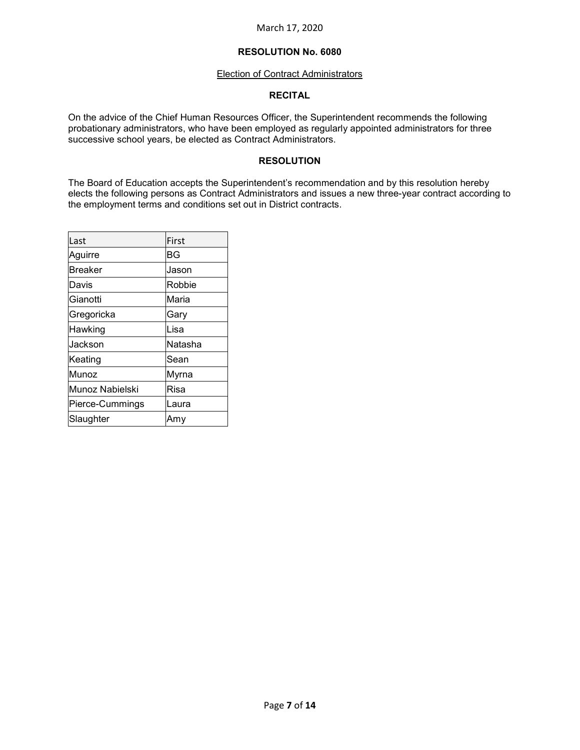March 17, 2020

**RESOLUTION No. 6080**

Election of Contract Administrators

**RECITAL**

On the advice of the Chief Human Resources Officer, the Superintendent recommends the following probationary administrators, who have been employed as regularly appointed administrators for three successive school years, be elected as Contract Administrators.

**RESOLUTION**

The Board of Education accepts the Superintendent's recommendation and by this resolution hereby elects the following persons as Contract Administrators and issues a new three-year contract according to the employment terms and conditions set out in District contracts.

| Last | First |
|---|---|
| Aguirre | BG |
| Breaker | Jason |
| Davis | Robbie |
| Gianotti | Maria |
| Gregoricka | Gary |
| Hawking | Lisa |
| Jackson | Natasha |
| Keating | Sean |
| Munoz | Myrna |
| Munoz Nabielski | Risa |
| Pierce-Cummings | Laura |
| Slaughter | Amy |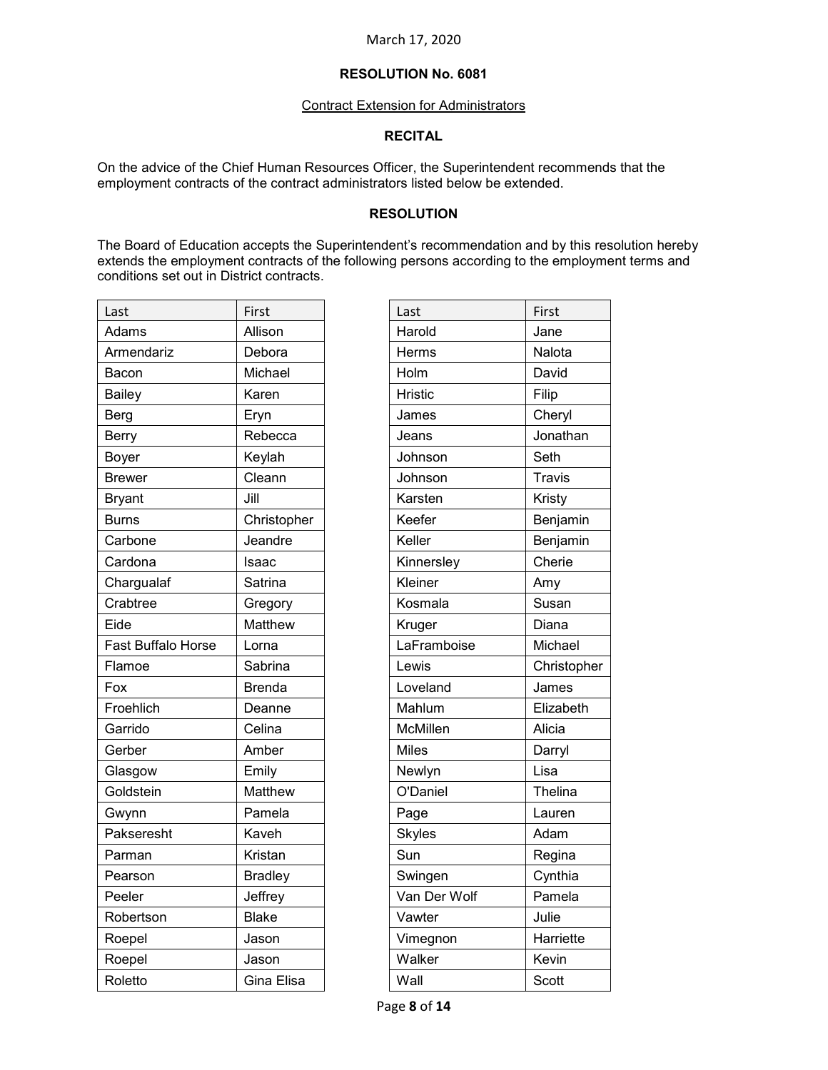March 17, 2020

**RESOLUTION No. 6081**

Contract Extension for Administrators

**RECITAL**

On the advice of the Chief Human Resources Officer, the Superintendent recommends that the employment contracts of the contract administrators listed below be extended.

**RESOLUTION**

The Board of Education accepts the Superintendent's recommendation and by this resolution hereby extends the employment contracts of the following persons according to the employment terms and conditions set out in District contracts.

| Last | First |
|---|---|
| Adams | Allison |
| Armendariz | Debora |
| Bacon | Michael |
| Bailey | Karen |
| Berg | Eryn |
| Berry | Rebecca |
| Boyer | Keylah |
| Brewer | Cleann |
| Bryant | Jill |
| Burns | Christopher |
| Carbone | Jeandre |
| Cardona | Isaac |
| Chargualaf | Satrina |
| Crabtree | Gregory |
| Eide | Matthew |
| Fast Buffalo Horse | Lorna |
| Flamoe | Sabrina |
| Fox | Brenda |
| Froehlich | Deanne |
| Garrido | Celina |
| Gerber | Amber |
| Glasgow | Emily |
| Goldstein | Matthew |
| Gwynn | Pamela |
| Pakseresht | Kaveh |
| Parman | Kristan |
| Pearson | Bradley |
| Peeler | Jeffrey |
| Robertson | Blake |
| Roepel | Jason |
| Roepel | Jason |
| Roletto | Gina Elisa |

| Last | First |
|---|---|
| Harold | Jane |
| Herms | Nalota |
| Holm | David |
| Hristic | Filip |
| James | Cheryl |
| Jeans | Jonathan |
| Johnson | Seth |
| Johnson | Travis |
| Karsten | Kristy |
| Keefer | Benjamin |
| Keller | Benjamin |
| Kinnersley | Cherie |
| Kleiner | Amy |
| Kosmala | Susan |
| Kruger | Diana |
| LaFramboise | Michael |
| Lewis | Christopher |
| Loveland | James |
| Mahlum | Elizabeth |
| McMillen | Alicia |
| Miles | Darryl |
| Newlyn | Lisa |
| O'Daniel | Thelina |
| Page | Lauren |
| Skyles | Adam |
| Sun | Regina |
| Swingen | Cynthia |
| Van Der Wolf | Pamela |
| Vawter | Julie |
| Vimegnon | Harriette |
| Walker | Kevin |
| Wall | Scott |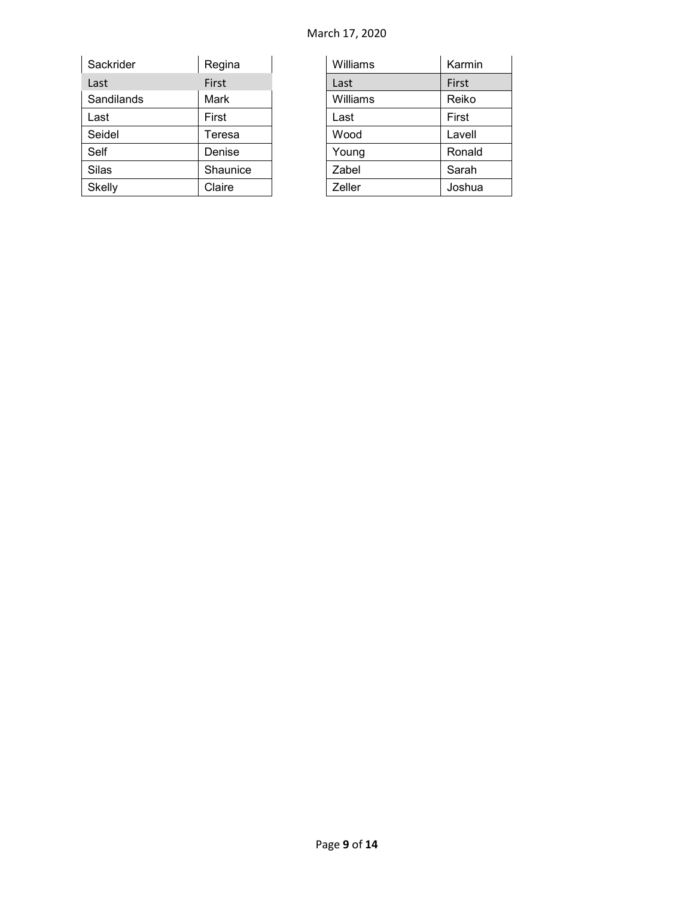| Sackrider | Regina |
|---|---|
| Last | First |
| Sandilands | Mark |
| Last | First |
| Seidel | Teresa |
| Self | Denise |
| Silas | Shaunice |
| Skelly | Claire |

| Williams | Karmin |
|---|---|
| Last | First |
| Williams | Reiko |
| Last | First |
| Wood | Lavell |
| Young | Ronald |
| Zabel | Sarah |
| Zeller | Joshua |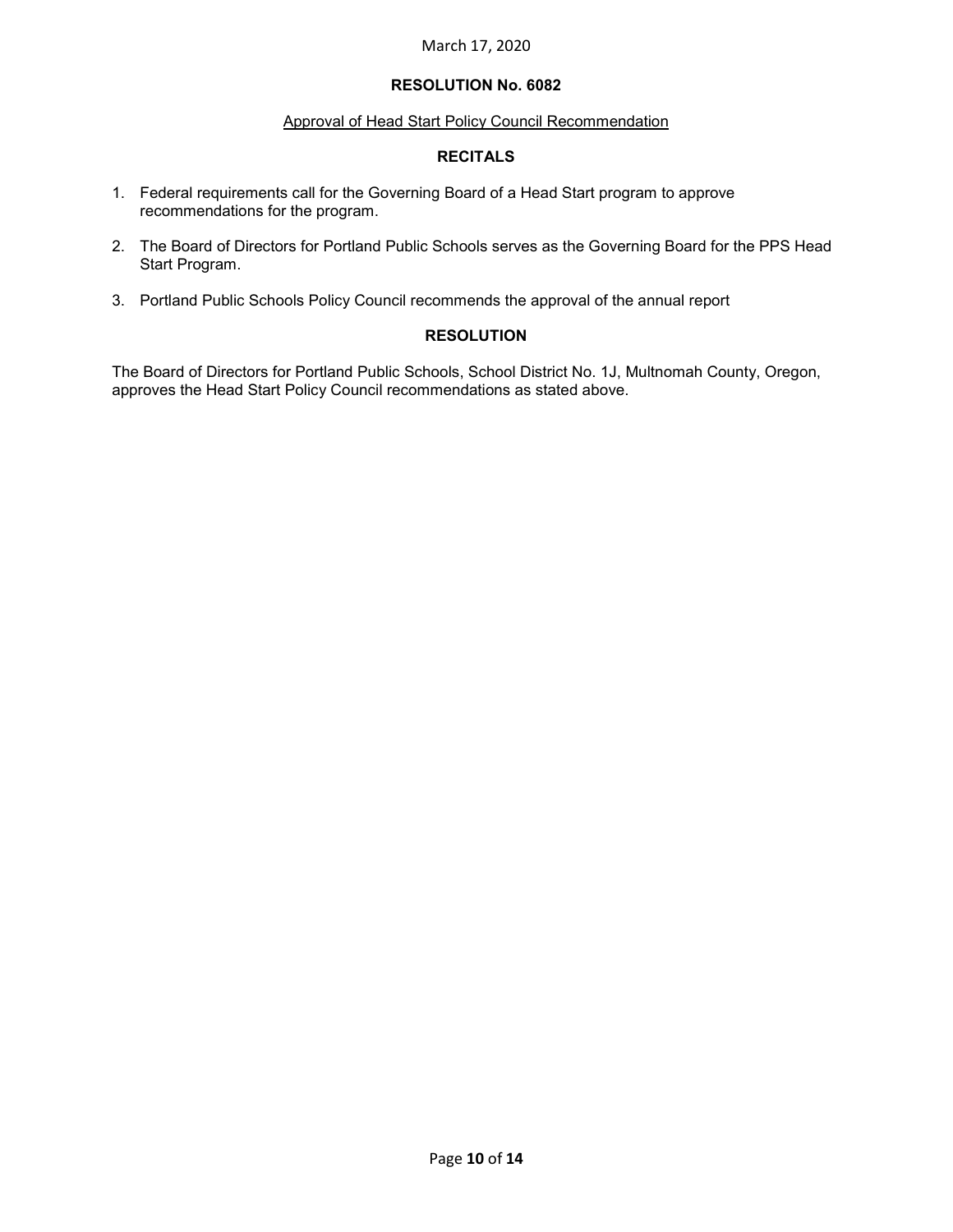March 17, 2020

**RESOLUTION No. 6082**

Approval of Head Start Policy Council Recommendation

**RECITALS**

1. Federal requirements call for the Governing Board of a Head Start program to approve recommendations for the program.
2. The Board of Directors for Portland Public Schools serves as the Governing Board for the PPS Head Start Program.
3. Portland Public Schools Policy Council recommends the approval of the annual report

**RESOLUTION**

The Board of Directors for Portland Public Schools, School District No. 1J, Multnomah County, Oregon, approves the Head Start Policy Council recommendations as stated above.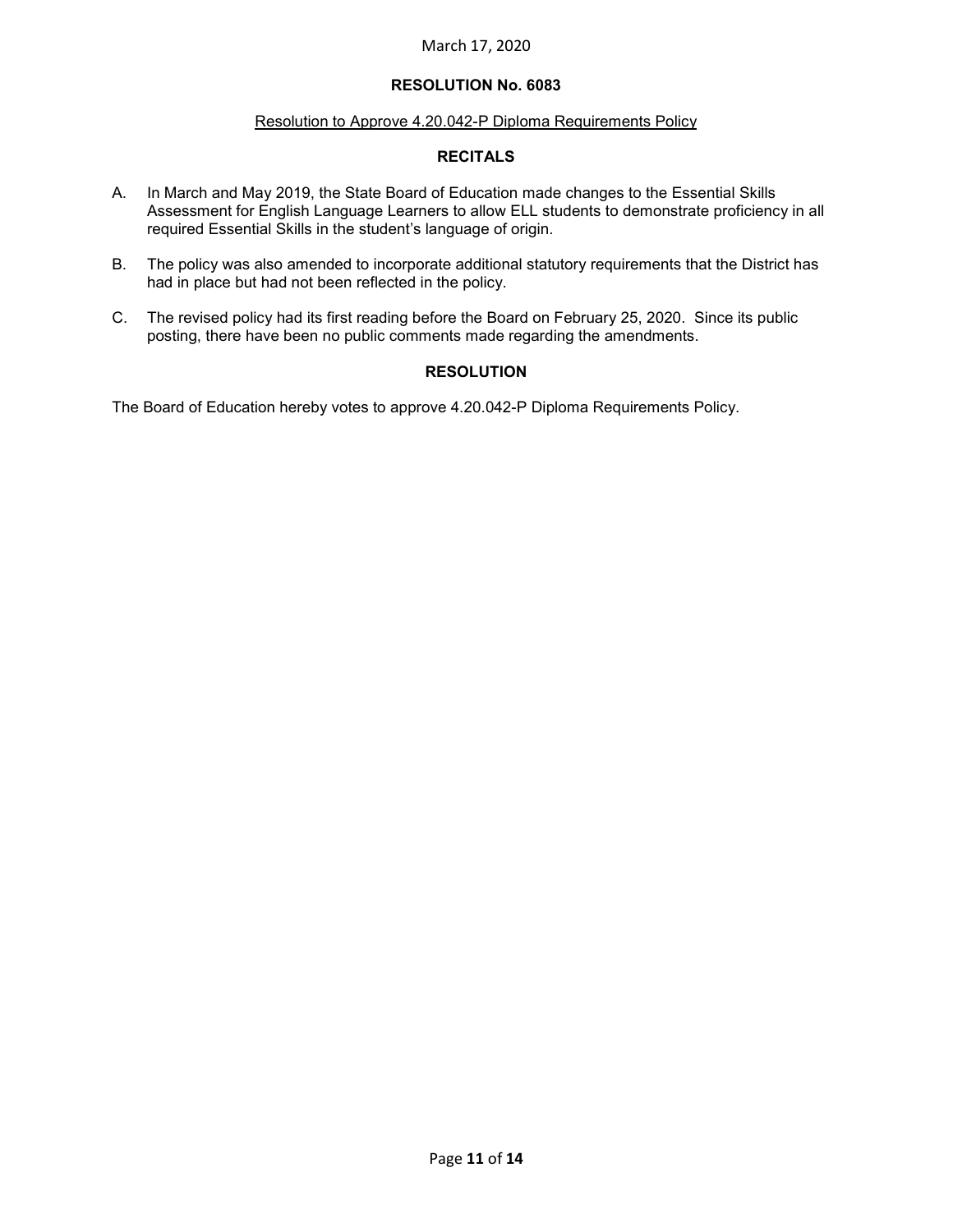March 17, 2020

## RESOLUTION No. 6083

Resolution to Approve 4.20.042-P Diploma Requirements Policy

### RECITALS

A. In March and May 2019, the State Board of Education made changes to the Essential Skills Assessment for English Language Learners to allow ELL students to demonstrate proficiency in all required Essential Skills in the student's language of origin.

B. The policy was also amended to incorporate additional statutory requirements that the District has had in place but had not been reflected in the policy.

C. The revised policy had its first reading before the Board on February 25, 2020. Since its public posting, there have been no public comments made regarding the amendments.

### RESOLUTION

The Board of Education hereby votes to approve 4.20.042-P Diploma Requirements Policy.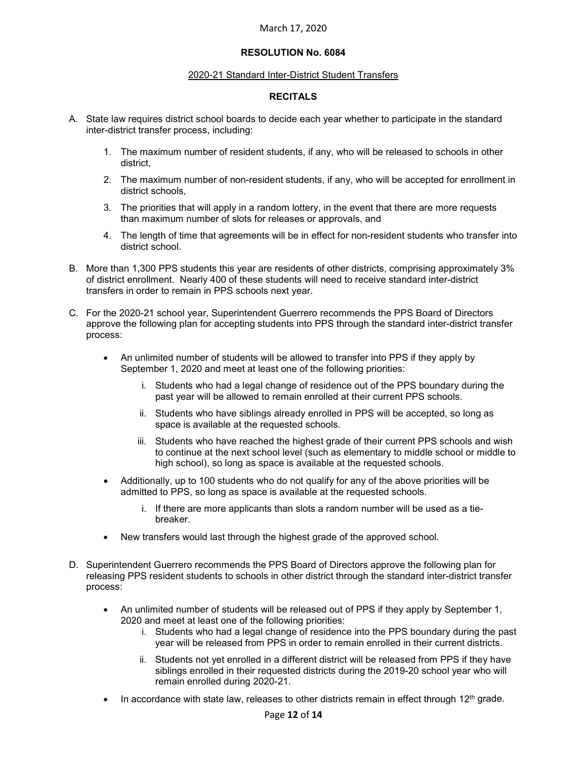March 17, 2020

**RESOLUTION No. 6084**

2020-21 Standard Inter-District Student Transfers

**RECITALS**

A. State law requires district school boards to decide each year whether to participate in the standard inter-district transfer process, including:

    1. The maximum number of resident students, if any, who will be released to schools in other district,
    2. The maximum number of non-resident students, if any, who will be accepted for enrollment in district schools,
    3. The priorities that will apply in a random lottery, in the event that there are more requests than maximum number of slots for releases or approvals, and
    4. The length of time that agreements will be in effect for non-resident students who transfer into district school.

B. More than 1,300 PPS students this year are residents of other districts, comprising approximately 3% of district enrollment. Nearly 400 of these students will need to receive standard inter-district transfers in order to remain in PPS schools next year.

C. For the 2020-21 school year, Superintendent Guerrero recommends the PPS Board of Directors approve the following plan for accepting students into PPS through the standard inter-district transfer process:

    - An unlimited number of students will be allowed to transfer into PPS if they apply by September 1, 2020 and meet at least one of the following priorities:
        i. Students who had a legal change of residence out of the PPS boundary during the past year will be allowed to remain enrolled at their current PPS schools.
        ii. Students who have siblings already enrolled in PPS will be accepted, so long as space is available at the requested schools.
        iii. Students who have reached the highest grade of their current PPS schools and wish to continue at the next school level (such as elementary to middle school or middle to high school), so long as space is available at the requested schools.
    - Additionally, up to 100 students who do not qualify for any of the above priorities will be admitted to PPS, so long as space is available at the requested schools.
        i. If there are more applicants than slots a random number will be used as a tie-breaker.
    - New transfers would last through the highest grade of the approved school.

D. Superintendent Guerrero recommends the PPS Board of Directors approve the following plan for releasing PPS resident students to schools in other district through the standard inter-district transfer process:

    - An unlimited number of students will be released out of PPS if they apply by September 1, 2020 and meet at least one of the following priorities:
        i. Students who had a legal change of residence into the PPS boundary during the past year will be released from PPS in order to remain enrolled in their current districts.
        ii. Students not yet enrolled in a different district will be released from PPS if they have siblings enrolled in their requested districts during the 2019-20 school year who will remain enrolled during 2020-21.
    - In accordance with state law, releases to other districts remain in effect through 12th grade.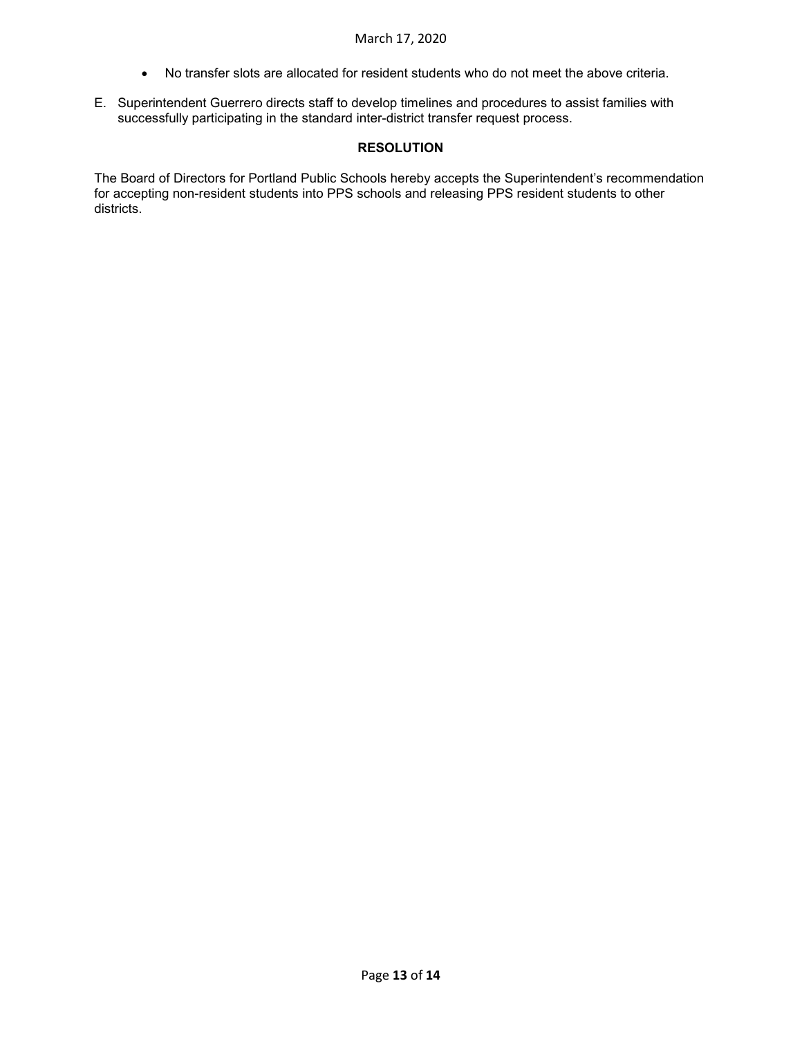- No transfer slots are allocated for resident students who do not meet the above criteria.

E. Superintendent Guerrero directs staff to develop timelines and procedures to assist families with successfully participating in the standard inter-district transfer request process.

**RESOLUTION**

The Board of Directors for Portland Public Schools hereby accepts the Superintendent's recommendation for accepting non-resident students into PPS schools and releasing PPS resident students to other districts.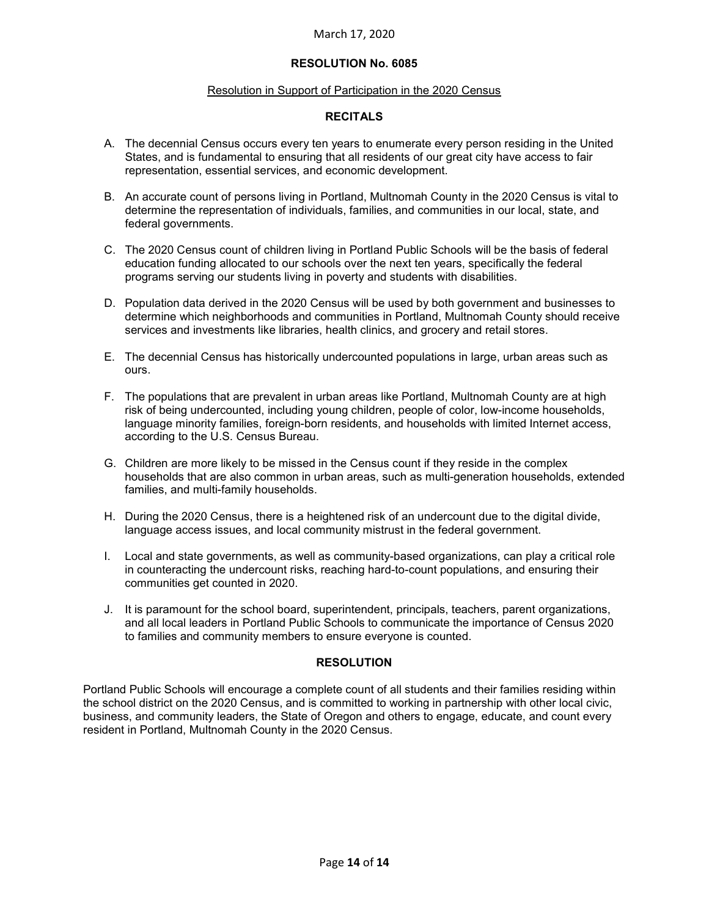March 17, 2020

**RESOLUTION No. 6085**

Resolution in Support of Participation in the 2020 Census

**RECITALS**

A. The decennial Census occurs every ten years to enumerate every person residing in the United States, and is fundamental to ensuring that all residents of our great city have access to fair representation, essential services, and economic development.

B. An accurate count of persons living in Portland, Multnomah County in the 2020 Census is vital to determine the representation of individuals, families, and communities in our local, state, and federal governments.

C. The 2020 Census count of children living in Portland Public Schools will be the basis of federal education funding allocated to our schools over the next ten years, specifically the federal programs serving our students living in poverty and students with disabilities.

D. Population data derived in the 2020 Census will be used by both government and businesses to determine which neighborhoods and communities in Portland, Multnomah County should receive services and investments like libraries, health clinics, and grocery and retail stores.

E. The decennial Census has historically undercounted populations in large, urban areas such as ours.

F. The populations that are prevalent in urban areas like Portland, Multnomah County are at high risk of being undercounted, including young children, people of color, low-income households, language minority families, foreign-born residents, and households with limited Internet access, according to the U.S. Census Bureau.

G. Children are more likely to be missed in the Census count if they reside in the complex households that are also common in urban areas, such as multi-generation households, extended families, and multi-family households.

H. During the 2020 Census, there is a heightened risk of an undercount due to the digital divide, language access issues, and local community mistrust in the federal government.

I. Local and state governments, as well as community-based organizations, can play a critical role in counteracting the undercount risks, reaching hard-to-count populations, and ensuring their communities get counted in 2020.

J. It is paramount for the school board, superintendent, principals, teachers, parent organizations, and all local leaders in Portland Public Schools to communicate the importance of Census 2020 to families and community members to ensure everyone is counted.

**RESOLUTION**

Portland Public Schools will encourage a complete count of all students and their families residing within the school district on the 2020 Census, and is committed to working in partnership with other local civic, business, and community leaders, the State of Oregon and others to engage, educate, and count every resident in Portland, Multnomah County in the 2020 Census.